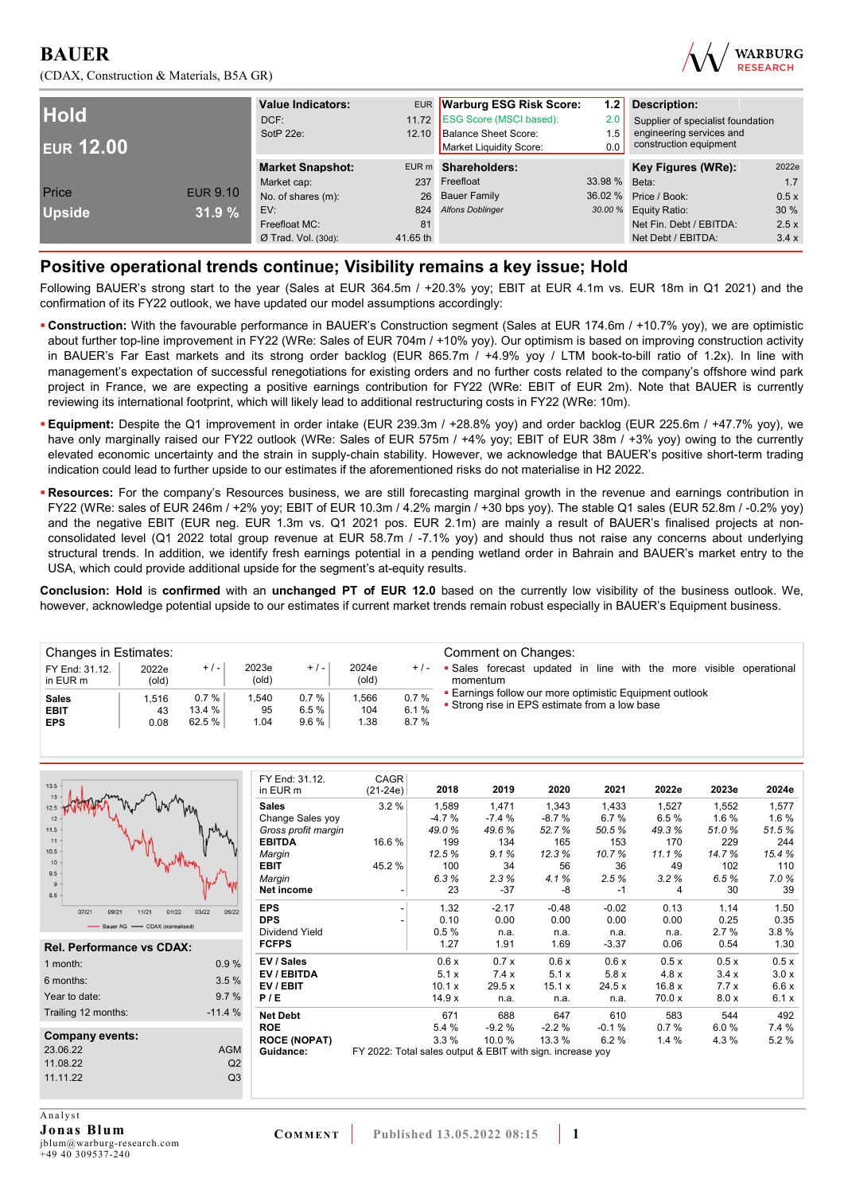# BAUER

(CDAX, Construction & Materials, B5A GR)

| **Hold** | |
|---|---|
| **EUR 12.00** | |
| Price | EUR 9.10 |
| Upside | 31.9 % |

| **Value Indicators:** | EUR |
|---|---|
| DCF: | 11.72 |
| SotP 22e: | 12.10 |

| **Warburg ESG Risk Score:** | 1.2 |
|---|---|
| ESG Score (MSCI based): | 2.0 |
| Balance Sheet Score: | 1.5 |
| Market Liquidity Score: | 0.0 |

**Description:**
Supplier of specialist foundation engineering services and construction equipment

| **Market Snapshot:** | EUR m |
|---|---|
| Market cap: | 237 |
| No. of shares (m): | 26 |
| EV: | 824 |
| Freefloat MC: | 81 |
| Ø Trad. Vol. (30d): | 41.65 th |

| **Shareholders:** | |
|---|---|
| Freefloat | 33.98 % |
| Bauer Family | 36.02 % |
| *Alfons Doblinger* | *30.00 %* |

| **Key Figures (WRe):** | 2022e |
|---|---|
| Beta: | 1.7 |
| Price / Book: | 0.5 x |
| Equity Ratio: | 30 % |
| Net Fin. Debt / EBITDA: | 2.5 x |
| Net Debt / EBITDA: | 3.4 x |

## Positive operational trends continue; Visibility remains a key issue; Hold

Following BAUER's strong start to the year (Sales at EUR 364.5m / +20.3% yoy; EBIT at EUR 4.1m vs. EUR 18m in Q1 2021) and the confirmation of its FY22 outlook, we have updated our model assumptions accordingly:

- **Construction:** With the favourable performance in BAUER's Construction segment (Sales at EUR 174.6m / +10.7% yoy), we are optimistic about further top-line improvement in FY22 (WRe: Sales of EUR 704m / +10% yoy). Our optimism is based on improving construction activity in BAUER's Far East markets and its strong order backlog (EUR 865.7m / +4.9% yoy / LTM book-to-bill ratio of 1.2x). In line with management's expectation of successful renegotiations for existing orders and no further costs related to the company's offshore wind park project in France, we are expecting a positive earnings contribution for FY22 (WRe: EBIT of EUR 2m). Note that BAUER is currently reviewing its international footprint, which will likely lead to additional restructuring costs in FY22 (WRe: 10m).
- **Equipment:** Despite the Q1 improvement in order intake (EUR 239.3m / +28.8% yoy) and order backlog (EUR 225.6m / +47.7% yoy), we have only marginally raised our FY22 outlook (WRe: Sales of EUR 575m / +4% yoy; EBIT of EUR 38m / +3% yoy) owing to the currently elevated economic uncertainty and the strain in supply-chain stability. However, we acknowledge that BAUER's positive short-term trading indication could lead to further upside to our estimates if the aforementioned risks do not materialise in H2 2022.
- **Resources:** For the company's Resources business, we are still forecasting marginal growth in the revenue and earnings contribution in FY22 (WRe: sales of EUR 246m / +2% yoy; EBIT of EUR 10.3m / 4.2% margin / +30 bps yoy). The stable Q1 sales (EUR 52.8m / -0.2% yoy) and the negative EBIT (EUR neg. EUR 1.3m vs. Q1 2021 pos. EUR 2.1m) are mainly a result of BAUER's finalised projects at non-consolidated level (Q1 2022 total group revenue at EUR 58.7m / -7.1% yoy) and should thus not raise any concerns about underlying structural trends. In addition, we identify fresh earnings potential in a pending wetland order in Bahrain and BAUER's market entry to the USA, which could provide additional upside for the segment's at-equity results.

**Conclusion: Hold** is **confirmed** with an **unchanged PT of EUR 12.0** based on the currently low visibility of the business outlook. We, however, acknowledge potential upside to our estimates if current market trends remain robust especially in BAUER's Equipment business.

**Changes in Estimates:**

| FY End: 31.12. in EUR m | 2022e (old) | + / - | 2023e (old) | + / - | 2024e (old) | + / - |
|---|---|---|---|---|---|---|
| **Sales** | 1,516 | 0.7 % | 1,540 | 0.7 % | 1,566 | 0.7 % |
| **EBIT** | 43 | 13.4 % | 95 | 6.5 % | 104 | 6.1 % |
| **EPS** | 0.08 | 62.5 % | 1.04 | 9.6 % | 1.38 | 8.7 % |

**Comment on Changes:**
- Sales forecast updated in line with the more visible operational momentum
- Earnings follow our more optimistic Equipment outlook
- Strong rise in EPS estimate from a low base

| **Rel. Performance vs CDAX:** | |
|---|---|
| 1 month: | 0.9 % |
| 6 months: | 3.5 % |
| Year to date: | 9.7 % |
| Trailing 12 months: | -11.4 % |

| **Company events:** | |
|---|---|
| 23.06.22 | AGM |
| 11.08.22 | Q2 |
| 11.11.22 | Q3 |

| FY End: 31.12. in EUR m | CAGR (21-24e) | 2018 | 2019 | 2020 | 2021 | 2022e | 2023e | 2024e |
|---|---|---|---|---|---|---|---|---|
| **Sales** | 3.2 % | 1,589 | 1,471 | 1,343 | 1,433 | 1,527 | 1,552 | 1,577 |
| Change Sales yoy | | -4.7 % | -7.4 % | -8.7 % | 6.7 % | 6.5 % | 1.6 % | 1.6 % |
| *Gross profit margin* | | *49.0 %* | *49.6 %* | *52.7 %* | *50.5 %* | *49.3 %* | *51.0 %* | *51.5 %* |
| **EBITDA** | 16.6 % | 199 | 134 | 165 | 153 | 170 | 229 | 244 |
| *Margin* | | *12.5 %* | *9.1 %* | *12.3 %* | *10.7 %* | *11.1 %* | *14.7 %* | *15.4 %* |
| **EBIT** | 45.2 % | 100 | 34 | 56 | 36 | 49 | 102 | 110 |
| *Margin* | | *6.3 %* | *2.3 %* | *4.1 %* | *2.5 %* | *3.2 %* | *6.5 %* | *7.0 %* |
| **Net income** | - | 23 | -37 | -8 | -1 | 4 | 30 | 39 |
| **EPS** | - | 1.32 | -2.17 | -0.48 | -0.02 | 0.13 | 1.14 | 1.50 |
| **DPS** | - | 0.10 | 0.00 | 0.00 | 0.00 | 0.00 | 0.25 | 0.35 |
| Dividend Yield | | 0.5 % | n.a. | n.a. | n.a. | n.a. | 2.7 % | 3.8 % |
| **FCFPS** | | 1.27 | 1.91 | 1.69 | -3.37 | 0.06 | 0.54 | 1.30 |
| **EV / Sales** | | 0.6 x | 0.7 x | 0.6 x | 0.6 x | 0.5 x | 0.5 x | 0.5 x |
| **EV / EBITDA** | | 5.1 x | 7.4 x | 5.1 x | 5.8 x | 4.8 x | 3.4 x | 3.0 x |
| **EV / EBIT** | | 10.1 x | 29.5 x | 15.1 x | 24.5 x | 16.8 x | 7.7 x | 6.6 x |
| **P / E** | | 14.9 x | n.a. | n.a. | n.a. | 70.0 x | 8.0 x | 6.1 x |
| **Net Debt** | | 671 | 688 | 647 | 610 | 583 | 544 | 492 |
| **ROE** | | 5.4 % | -9.2 % | -2.2 % | -0.1 % | 0.7 % | 6.0 % | 7.4 % |
| **ROCE (NOPAT)** | | 3.3 % | 10.0 % | 13.3 % | 6.2 % | 1.4 % | 4.3 % | 5.2 % |
| **Guidance:** | FY 2022: Total sales output & EBIT with sign. increase yoy | | | | | | | |

Analyst
**Jonas Blum**
jblum@warburg-research.com
+49 40 309537-240

COMMENT | Published 13.05.2022 08:15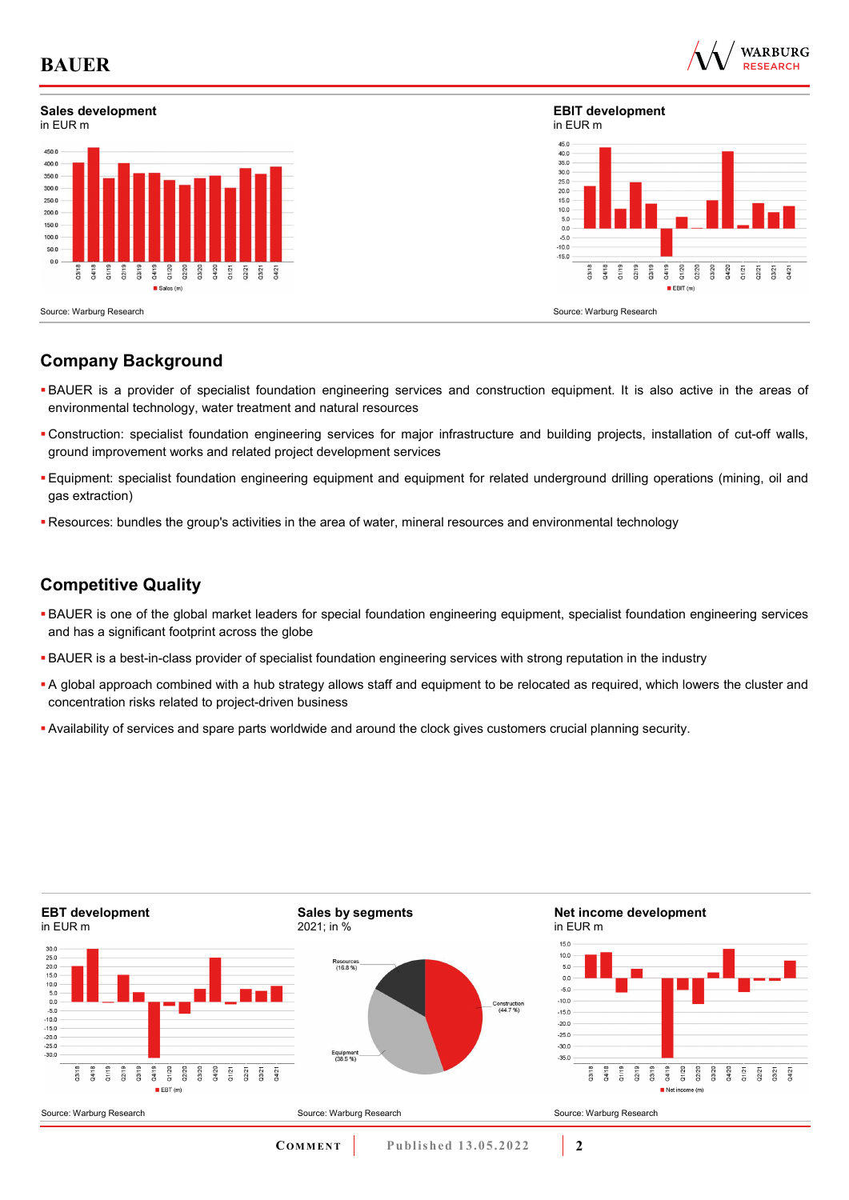**Sales development**
in EUR m

Source: Warburg Research

**EBIT development**
in EUR m

Source: Warburg Research

## Company Background

- BAUER is a provider of specialist foundation engineering services and construction equipment. It is also active in the areas of environmental technology, water treatment and natural resources
- Construction: specialist foundation engineering services for major infrastructure and building projects, installation of cut-off walls, ground improvement works and related project development services
- Equipment: specialist foundation engineering equipment and equipment for related underground drilling operations (mining, oil and gas extraction)
- Resources: bundles the group's activities in the area of water, mineral resources and environmental technology

## Competitive Quality

- BAUER is one of the global market leaders for special foundation engineering equipment, specialist foundation engineering services and has a significant footprint across the globe
- BAUER is a best-in-class provider of specialist foundation engineering services with strong reputation in the industry
- A global approach combined with a hub strategy allows staff and equipment to be relocated as required, which lowers the cluster and concentration risks related to project-driven business
- Availability of services and spare parts worldwide and around the clock gives customers crucial planning security.

**EBT development**
in EUR m

Source: Warburg Research

**Sales by segments**
2021; in %

Resources (16.8 %), Equipment (38.5 %), Construction (44.7 %)

Source: Warburg Research

**Net income development**
in EUR m

Source: Warburg Research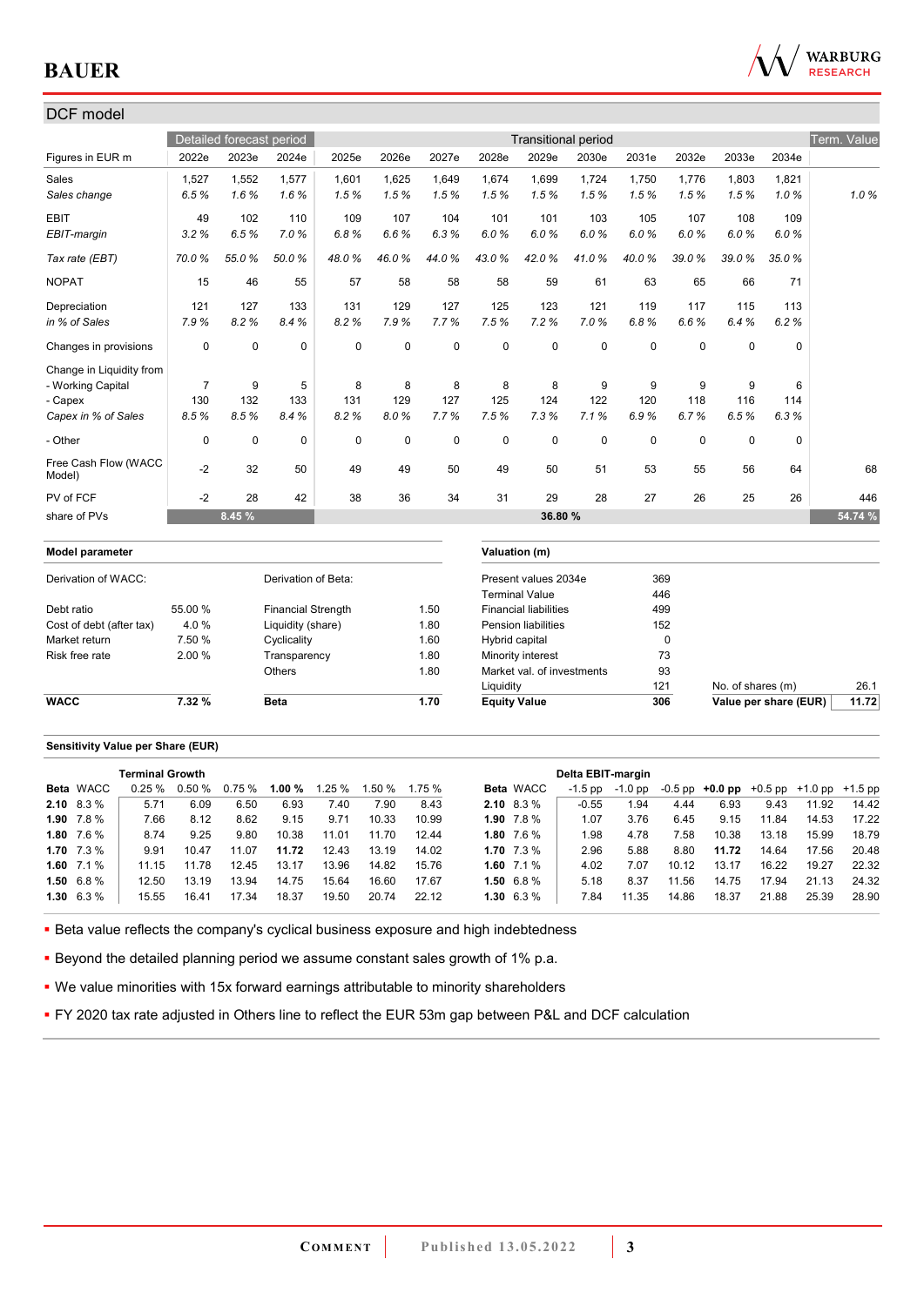## DCF model

| Figures in EUR m | Detailed forecast period | | | Transitional period | | | | | | | | | | Term. Value |
|---|---|---|---|---|---|---|---|---|---|---|---|---|---|---|
| | 2022e | 2023e | 2024e | 2025e | 2026e | 2027e | 2028e | 2029e | 2030e | 2031e | 2032e | 2033e | 2034e | |
| Sales | 1,527 | 1,552 | 1,577 | 1,601 | 1,625 | 1,649 | 1,674 | 1,699 | 1,724 | 1,750 | 1,776 | 1,803 | 1,821 | |
| *Sales change* | *6.5 %* | *1.6 %* | *1.6 %* | *1.5 %* | *1.5 %* | *1.5 %* | *1.5 %* | *1.5 %* | *1.5 %* | *1.5 %* | *1.5 %* | *1.5 %* | *1.0 %* | *1.0 %* |
| EBIT | 49 | 102 | 110 | 109 | 107 | 104 | 101 | 101 | 103 | 105 | 107 | 108 | 109 | |
| *EBIT-margin* | *3.2 %* | *6.5 %* | *7.0 %* | *6.8 %* | *6.6 %* | *6.3 %* | *6.0 %* | *6.0 %* | *6.0 %* | *6.0 %* | *6.0 %* | *6.0 %* | *6.0 %* | |
| *Tax rate (EBT)* | *70.0 %* | *55.0 %* | *50.0 %* | *48.0 %* | *46.0 %* | *44.0 %* | *43.0 %* | *42.0 %* | *41.0 %* | *40.0 %* | *39.0 %* | *39.0 %* | *35.0 %* | |
| NOPAT | 15 | 46 | 55 | 57 | 58 | 58 | 58 | 59 | 61 | 63 | 65 | 66 | 71 | |
| Depreciation | 121 | 127 | 133 | 131 | 129 | 127 | 125 | 123 | 121 | 119 | 117 | 115 | 113 | |
| *in % of Sales* | *7.9 %* | *8.2 %* | *8.4 %* | *8.2 %* | *7.9 %* | *7.7 %* | *7.5 %* | *7.2 %* | *7.0 %* | *6.8 %* | *6.6 %* | *6.4 %* | *6.2 %* | |
| Changes in provisions | 0 | 0 | 0 | 0 | 0 | 0 | 0 | 0 | 0 | 0 | 0 | 0 | 0 | |
| Change in Liquidity from | | | | | | | | | | | | | | |
| - Working Capital | 7 | 9 | 5 | 8 | 8 | 8 | 8 | 8 | 9 | 9 | 9 | 9 | 6 | |
| - Capex | 130 | 132 | 133 | 131 | 129 | 127 | 125 | 124 | 122 | 120 | 118 | 116 | 114 | |
| *Capex in % of Sales* | *8.5 %* | *8.5 %* | *8.4 %* | *8.2 %* | *8.0 %* | *7.7 %* | *7.5 %* | *7.3 %* | *7.1 %* | *6.9 %* | *6.7 %* | *6.5 %* | *6.3 %* | |
| - Other | 0 | 0 | 0 | 0 | 0 | 0 | 0 | 0 | 0 | 0 | 0 | 0 | 0 | |
| Free Cash Flow (WACC Model) | -2 | 32 | 50 | 49 | 49 | 50 | 49 | 50 | 51 | 53 | 55 | 56 | 64 | 68 |
| PV of FCF | -2 | 28 | 42 | 38 | 36 | 34 | 31 | 29 | 28 | 27 | 26 | 25 | 26 | 446 |
| share of PVs | | 8.45 % | | | | | | 36.80 % | | | | | | 54.74 % |

| **Model parameter** | | | |
|---|---|---|---|
| Derivation of WACC: | | Derivation of Beta: | |
| Debt ratio | 55.00 % | Financial Strength | 1.50 |
| Cost of debt (after tax) | 4.0 % | Liquidity (share) | 1.80 |
| Market return | 7.50 % | Cyclicality | 1.60 |
| Risk free rate | 2.00 % | Transparency | 1.80 |
| | | Others | 1.80 |
| **WACC** | **7.32 %** | **Beta** | **1.70** |

| **Valuation (m)** | | | |
|---|---|---|---|
| Present values 2034e | 369 | | |
| Terminal Value | 446 | | |
| Financial liabilities | 499 | | |
| Pension liabilities | 152 | | |
| Hybrid capital | 0 | | |
| Minority interest | 73 | | |
| Market val. of investments | 93 | | |
| Liquidity | 121 | No. of shares (m) | 26.1 |
| **Equity Value** | **306** | **Value per share (EUR)** | **11.72** |

### Sensitivity Value per Share (EUR)

| | | **Terminal Growth** | | | | | | |
|---|---|---|---|---|---|---|---|---|
| **Beta** | WACC | 0.25 % | 0.50 % | 0.75 % | **1.00 %** | 1.25 % | 1.50 % | 1.75 % |
| **2.10** | 8.3 % | 5.71 | 6.09 | 6.50 | 6.93 | 7.40 | 7.90 | 8.43 |
| **1.90** | 7.8 % | 7.66 | 8.12 | 8.62 | 9.15 | 9.71 | 10.33 | 10.99 |
| **1.80** | 7.6 % | 8.74 | 9.25 | 9.80 | 10.38 | 11.01 | 11.70 | 12.44 |
| **1.70** | 7.3 % | 9.91 | 10.47 | 11.07 | **11.72** | 12.43 | 13.19 | 14.02 |
| **1.60** | 7.1 % | 11.15 | 11.78 | 12.45 | 13.17 | 13.96 | 14.82 | 15.76 |
| **1.50** | 6.8 % | 12.50 | 13.19 | 13.94 | 14.75 | 15.64 | 16.60 | 17.67 |
| **1.30** | 6.3 % | 15.55 | 16.41 | 17.34 | 18.37 | 19.50 | 20.74 | 22.12 |

| | | **Delta EBIT-margin** | | | | | | |
|---|---|---|---|---|---|---|---|---|
| **Beta** | WACC | -1.5 pp | -1.0 pp | -0.5 pp | **+0.0 pp** | +0.5 pp | +1.0 pp | +1.5 pp |
| **2.10** | 8.3 % | -0.55 | 1.94 | 4.44 | 6.93 | 9.43 | 11.92 | 14.42 |
| **1.90** | 7.8 % | 1.07 | 3.76 | 6.45 | 9.15 | 11.84 | 14.53 | 17.22 |
| **1.80** | 7.6 % | 1.98 | 4.78 | 7.58 | 10.38 | 13.18 | 15.99 | 18.79 |
| **1.70** | 7.3 % | 2.96 | 5.88 | 8.80 | **11.72** | 14.64 | 17.56 | 20.48 |
| **1.60** | 7.1 % | 4.02 | 7.07 | 10.12 | 13.17 | 16.22 | 19.27 | 22.32 |
| **1.50** | 6.8 % | 5.18 | 8.37 | 11.56 | 14.75 | 17.94 | 21.13 | 24.32 |
| **1.30** | 6.3 % | 7.84 | 11.35 | 14.86 | 18.37 | 21.88 | 25.39 | 28.90 |

- Beta value reflects the company's cyclical business exposure and high indebtedness
- Beyond the detailed planning period we assume constant sales growth of 1% p.a.
- We value minorities with 15x forward earnings attributable to minority shareholders
- FY 2020 tax rate adjusted in Others line to reflect the EUR 53m gap between P&L and DCF calculation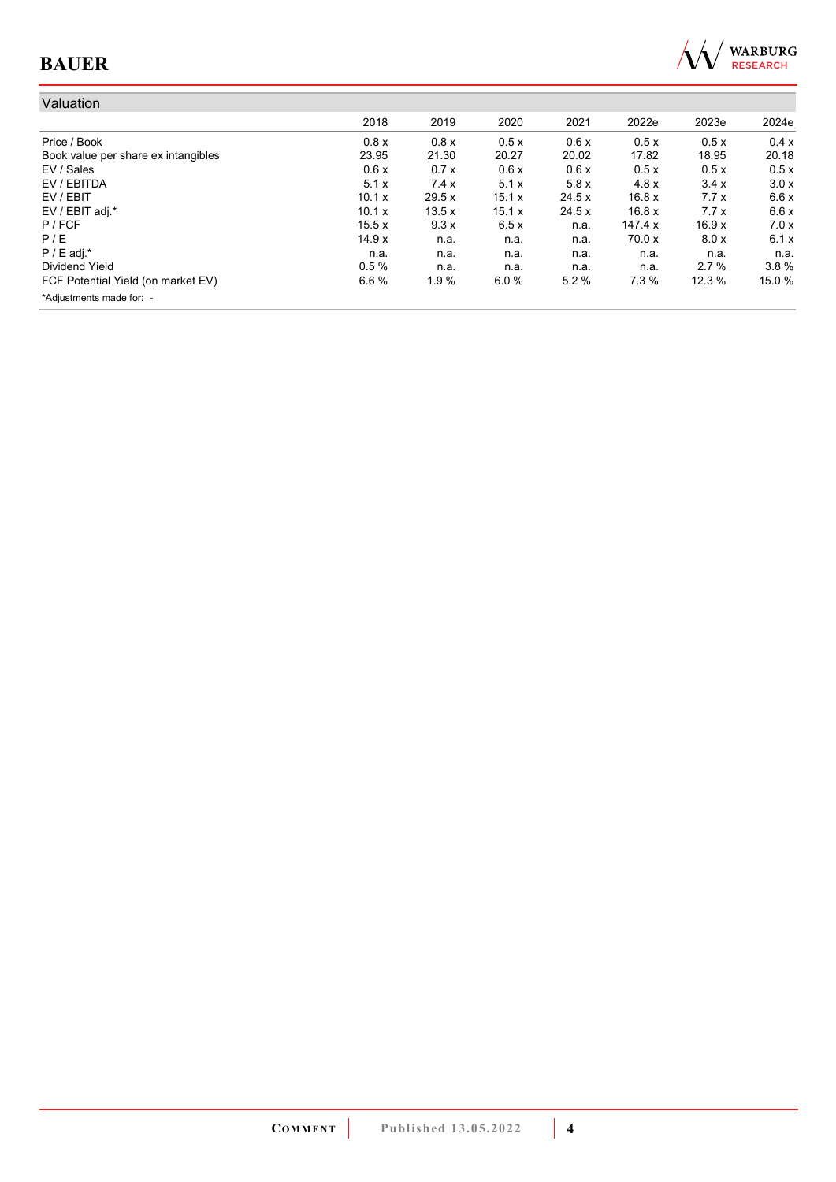## Valuation

|  | 2018 | 2019 | 2020 | 2021 | 2022e | 2023e | 2024e |
|---|---|---|---|---|---|---|---|
| Price / Book | 0.8 x | 0.8 x | 0.5 x | 0.6 x | 0.5 x | 0.5 x | 0.4 x |
| Book value per share ex intangibles | 23.95 | 21.30 | 20.27 | 20.02 | 17.82 | 18.95 | 20.18 |
| EV / Sales | 0.6 x | 0.7 x | 0.6 x | 0.6 x | 0.5 x | 0.5 x | 0.5 x |
| EV / EBITDA | 5.1 x | 7.4 x | 5.1 x | 5.8 x | 4.8 x | 3.4 x | 3.0 x |
| EV / EBIT | 10.1 x | 29.5 x | 15.1 x | 24.5 x | 16.8 x | 7.7 x | 6.6 x |
| EV / EBIT adj.* | 10.1 x | 13.5 x | 15.1 x | 24.5 x | 16.8 x | 7.7 x | 6.6 x |
| P / FCF | 15.5 x | 9.3 x | 6.5 x | n.a. | 147.4 x | 16.9 x | 7.0 x |
| P / E | 14.9 x | n.a. | n.a. | n.a. | 70.0 x | 8.0 x | 6.1 x |
| P / E adj.* | n.a. | n.a. | n.a. | n.a. | n.a. | n.a. | n.a. |
| Dividend Yield | 0.5 % | n.a. | n.a. | n.a. | n.a. | 2.7 % | 3.8 % |
| FCF Potential Yield (on market EV) | 6.6 % | 1.9 % | 6.0 % | 5.2 % | 7.3 % | 12.3 % | 15.0 % |

*Adjustments made for: -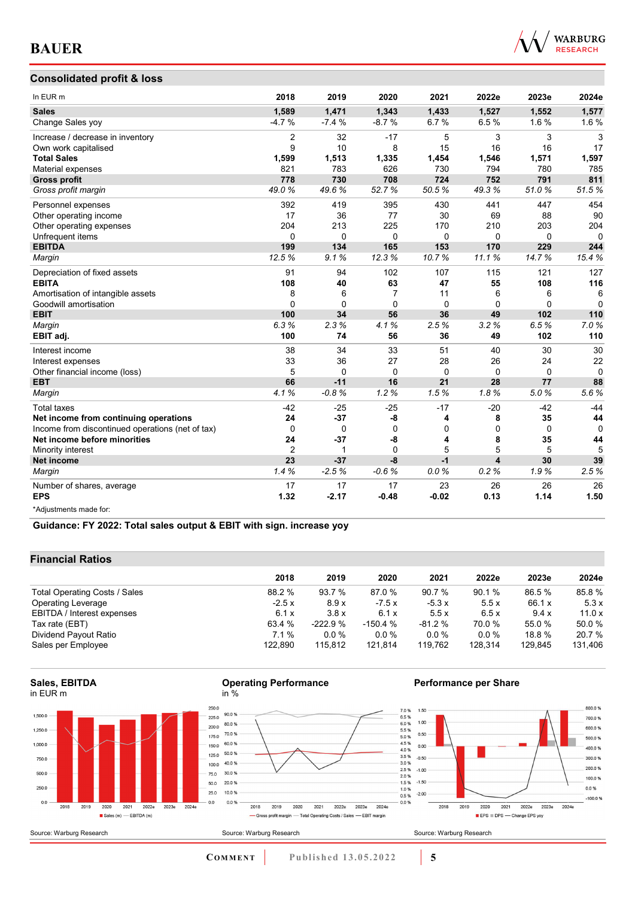## Consolidated profit & loss

| In EUR m | 2018 | 2019 | 2020 | 2021 | 2022e | 2023e | 2024e |
|---|---|---|---|---|---|---|---|
| **Sales** | **1,589** | **1,471** | **1,343** | **1,433** | **1,527** | **1,552** | **1,577** |
| Change Sales yoy | -4.7 % | -7.4 % | -8.7 % | 6.7 % | 6.5 % | 1.6 % | 1.6 % |
| Increase / decrease in inventory | 2 | 32 | -17 | 5 | 3 | 3 | 3 |
| Own work capitalised | 9 | 10 | 8 | 15 | 16 | 16 | 17 |
| **Total Sales** | **1,599** | **1,513** | **1,335** | **1,454** | **1,546** | **1,571** | **1,597** |
| Material expenses | 821 | 783 | 626 | 730 | 794 | 780 | 785 |
| **Gross profit** | **778** | **730** | **708** | **724** | **752** | **791** | **811** |
| *Gross profit margin* | *49.0 %* | *49.6 %* | *52.7 %* | *50.5 %* | *49.3 %* | *51.0 %* | *51.5 %* |
| Personnel expenses | 392 | 419 | 395 | 430 | 441 | 447 | 454 |
| Other operating income | 17 | 36 | 77 | 30 | 69 | 88 | 90 |
| Other operating expenses | 204 | 213 | 225 | 170 | 210 | 203 | 204 |
| Unfrequent items | 0 | 0 | 0 | 0 | 0 | 0 | 0 |
| **EBITDA** | **199** | **134** | **165** | **153** | **170** | **229** | **244** |
| *Margin* | *12.5 %* | *9.1 %* | *12.3 %* | *10.7 %* | *11.1 %* | *14.7 %* | *15.4 %* |
| Depreciation of fixed assets | 91 | 94 | 102 | 107 | 115 | 121 | 127 |
| **EBITA** | **108** | **40** | **63** | **47** | **55** | **108** | **116** |
| Amortisation of intangible assets | 8 | 6 | 7 | 11 | 6 | 6 | 6 |
| Goodwill amortisation | 0 | 0 | 0 | 0 | 0 | 0 | 0 |
| **EBIT** | **100** | **34** | **56** | **36** | **49** | **102** | **110** |
| *Margin* | *6.3 %* | *2.3 %* | *4.1 %* | *2.5 %* | *3.2 %* | *6.5 %* | *7.0 %* |
| **EBIT adj.** | **100** | **74** | **56** | **36** | **49** | **102** | **110** |
| Interest income | 38 | 34 | 33 | 51 | 40 | 30 | 30 |
| Interest expenses | 33 | 36 | 27 | 28 | 26 | 24 | 22 |
| Other financial income (loss) | 5 | 0 | 0 | 0 | 0 | 0 | 0 |
| **EBT** | **66** | **-11** | **16** | **21** | **28** | **77** | **88** |
| *Margin* | *4.1 %* | *-0.8 %* | *1.2 %* | *1.5 %* | *1.8 %* | *5.0 %* | *5.6 %* |
| Total taxes | -42 | -25 | -25 | -17 | -20 | -42 | -44 |
| **Net income from continuing operations** | **24** | **-37** | **-8** | **4** | **8** | **35** | **44** |
| Income from discontinued operations (net of tax) | 0 | 0 | 0 | 0 | 0 | 0 | 0 |
| **Net income before minorities** | **24** | **-37** | **-8** | **4** | **8** | **35** | **44** |
| Minority interest | 2 | 1 | 0 | 5 | 5 | 5 | 5 |
| **Net income** | **23** | **-37** | **-8** | **-1** | **4** | **30** | **39** |
| *Margin* | *1.4 %* | *-2.5 %* | *-0.6 %* | *0.0 %* | *0.2 %* | *1.9 %* | *2.5 %* |
| Number of shares, average | 17 | 17 | 17 | 23 | 26 | 26 | 26 |
| **EPS** | **1.32** | **-2.17** | **-0.48** | **-0.02** | **0.13** | **1.14** | **1.50** |

*Adjustments made for:

**Guidance: FY 2022: Total sales output & EBIT with sign. increase yoy**

## Financial Ratios

| | 2018 | 2019 | 2020 | 2021 | 2022e | 2023e | 2024e |
|---|---|---|---|---|---|---|---|
| Total Operating Costs / Sales | 88.2 % | 93.7 % | 87.0 % | 90.7 % | 90.1 % | 86.5 % | 85.8 % |
| Operating Leverage | -2.5 x | 8.9 x | -7.5 x | -5.3 x | 5.5 x | 66.1 x | 5.3 x |
| EBITDA / Interest expenses | 6.1 x | 3.8 x | 6.1 x | 5.5 x | 6.5 x | 9.4 x | 11.0 x |
| Tax rate (EBT) | 63.4 % | -222.9 % | -150.4 % | -81.2 % | 70.0 % | 55.0 % | 50.0 % |
| Dividend Payout Ratio | 7.1 % | 0.0 % | 0.0 % | 0.0 % | 0.0 % | 18.8 % | 20.7 % |
| Sales per Employee | 122,890 | 115,812 | 121,814 | 119,762 | 128,314 | 129,845 | 131,406 |

**Sales, EBITDA**
in EUR m

Source: Warburg Research

**Operating Performance**
in %

Source: Warburg Research

**Performance per Share**

Source: Warburg Research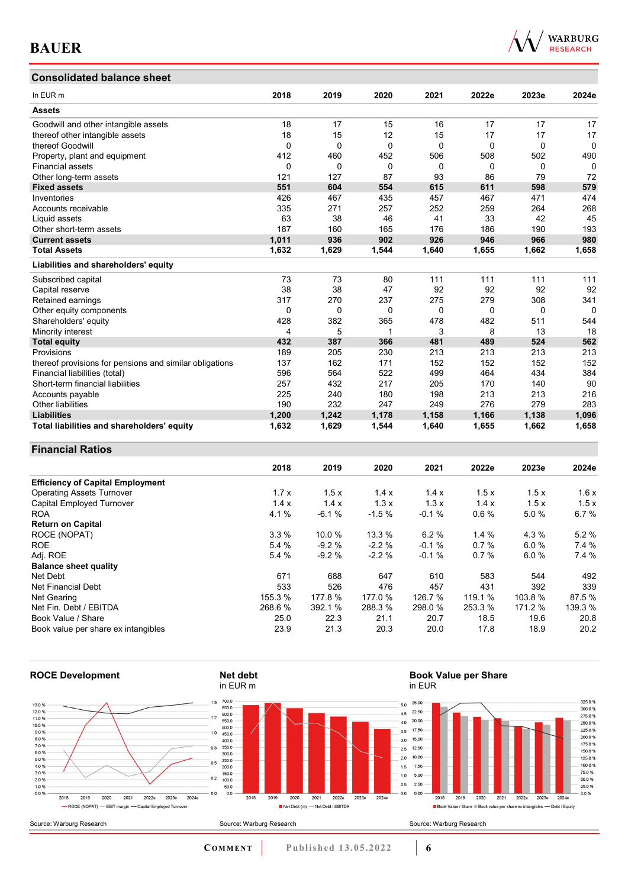## Consolidated balance sheet

| In EUR m | 2018 | 2019 | 2020 | 2021 | 2022e | 2023e | 2024e |
|---|---|---|---|---|---|---|---|
| **Assets** | | | | | | | |
| Goodwill and other intangible assets | 18 | 17 | 15 | 16 | 17 | 17 | 17 |
| thereof other intangible assets | 18 | 15 | 12 | 15 | 17 | 17 | 17 |
| thereof Goodwill | 0 | 0 | 0 | 0 | 0 | 0 | 0 |
| Property, plant and equipment | 412 | 460 | 452 | 506 | 508 | 502 | 490 |
| Financial assets | 0 | 0 | 0 | 0 | 0 | 0 | 0 |
| Other long-term assets | 121 | 127 | 87 | 93 | 86 | 79 | 72 |
| **Fixed assets** | **551** | **604** | **554** | **615** | **611** | **598** | **579** |
| Inventories | 426 | 467 | 435 | 457 | 467 | 471 | 474 |
| Accounts receivable | 335 | 271 | 257 | 252 | 259 | 264 | 268 |
| Liquid assets | 63 | 38 | 46 | 41 | 33 | 42 | 45 |
| Other short-term assets | 187 | 160 | 165 | 176 | 186 | 190 | 193 |
| **Current assets** | **1,011** | **936** | **902** | **926** | **946** | **966** | **980** |
| **Total Assets** | **1,632** | **1,629** | **1,544** | **1,640** | **1,655** | **1,662** | **1,658** |
| **Liabilities and shareholders' equity** | | | | | | | |
| Subscribed capital | 73 | 73 | 80 | 111 | 111 | 111 | 111 |
| Capital reserve | 38 | 38 | 47 | 92 | 92 | 92 | 92 |
| Retained earnings | 317 | 270 | 237 | 275 | 279 | 308 | 341 |
| Other equity components | 0 | 0 | 0 | 0 | 0 | 0 | 0 |
| Shareholders' equity | 428 | 382 | 365 | 478 | 482 | 511 | 544 |
| Minority interest | 4 | 5 | 1 | 3 | 8 | 13 | 18 |
| **Total equity** | **432** | **387** | **366** | **481** | **489** | **524** | **562** |
| Provisions | 189 | 205 | 230 | 213 | 213 | 213 | 213 |
| thereof provisions for pensions and similar obligations | 137 | 162 | 171 | 152 | 152 | 152 | 152 |
| Financial liabilities (total) | 596 | 564 | 522 | 499 | 464 | 434 | 384 |
| Short-term financial liabilities | 257 | 432 | 217 | 205 | 170 | 140 | 90 |
| Accounts payable | 225 | 240 | 180 | 198 | 213 | 213 | 216 |
| Other liabilities | 190 | 232 | 247 | 249 | 276 | 279 | 283 |
| **Liabilities** | **1,200** | **1,242** | **1,178** | **1,158** | **1,166** | **1,138** | **1,096** |
| **Total liabilities and shareholders' equity** | **1,632** | **1,629** | **1,544** | **1,640** | **1,655** | **1,662** | **1,658** |

## Financial Ratios

| | 2018 | 2019 | 2020 | 2021 | 2022e | 2023e | 2024e |
|---|---|---|---|---|---|---|---|
| **Efficiency of Capital Employment** | | | | | | | |
| Operating Assets Turnover | 1.7 x | 1.5 x | 1.4 x | 1.4 x | 1.5 x | 1.5 x | 1.6 x |
| Capital Employed Turnover | 1.4 x | 1.4 x | 1.3 x | 1.3 x | 1.4 x | 1.5 x | 1.5 x |
| ROA | 4.1 % | -6.1 % | -1.5 % | -0.1 % | 0.6 % | 5.0 % | 6.7 % |
| **Return on Capital** | | | | | | | |
| ROCE (NOPAT) | 3.3 % | 10.0 % | 13.3 % | 6.2 % | 1.4 % | 4.3 % | 5.2 % |
| ROE | 5.4 % | -9.2 % | -2.2 % | -0.1 % | 0.7 % | 6.0 % | 7.4 % |
| Adj. ROE | 5.4 % | -9.2 % | -2.2 % | -0.1 % | 0.7 % | 6.0 % | 7.4 % |
| **Balance sheet quality** | | | | | | | |
| Net Debt | 671 | 688 | 647 | 610 | 583 | 544 | 492 |
| Net Financial Debt | 533 | 526 | 476 | 457 | 431 | 392 | 339 |
| Net Gearing | 155.3 % | 177.8 % | 177.0 % | 126.7 % | 119.1 % | 103.8 % | 87.5 % |
| Net Fin. Debt / EBITDA | 268.6 % | 392.1 % | 288.3 % | 298.0 % | 253.3 % | 171.2 % | 139.3 % |
| Book Value / Share | 25.0 | 22.3 | 21.1 | 20.7 | 18.5 | 19.6 | 20.8 |
| Book value per share ex intangibles | 23.9 | 21.3 | 20.3 | 20.0 | 17.8 | 18.9 | 20.2 |

**ROCE Development**

Source: Warburg Research

**Net debt**
in EUR m

Source: Warburg Research

**Book Value per Share**
in EUR

Source: Warburg Research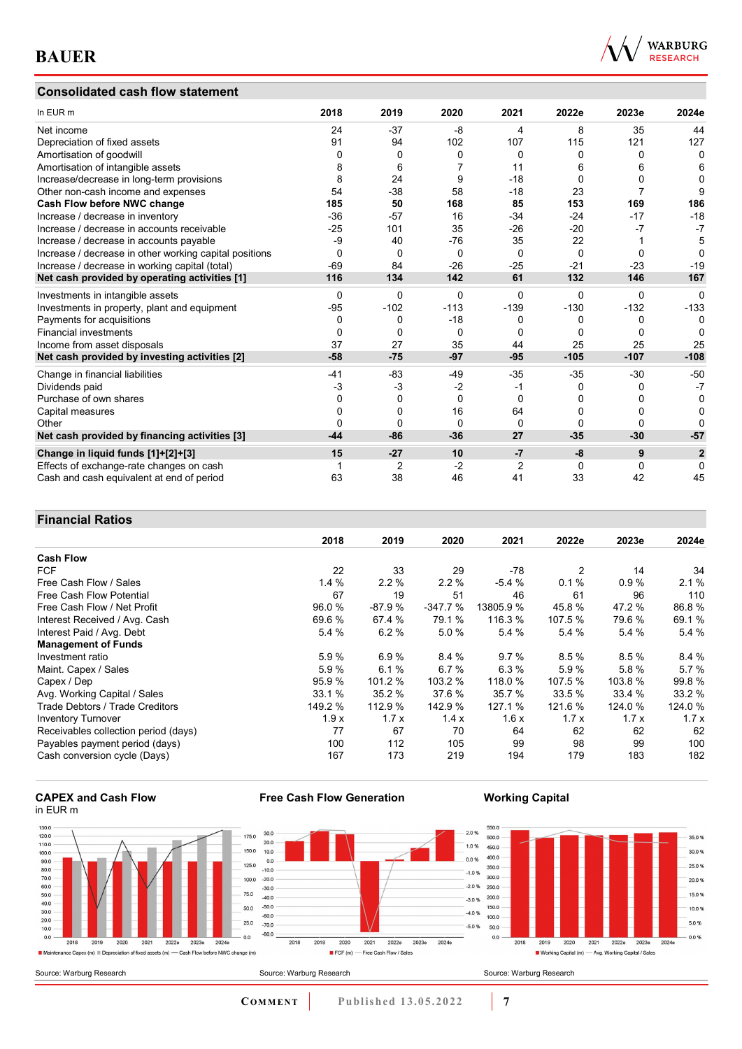## Consolidated cash flow statement

| In EUR m | 2018 | 2019 | 2020 | 2021 | 2022e | 2023e | 2024e |
|---|---|---|---|---|---|---|---|
| Net income | 24 | -37 | -8 | 4 | 8 | 35 | 44 |
| Depreciation of fixed assets | 91 | 94 | 102 | 107 | 115 | 121 | 127 |
| Amortisation of goodwill | 0 | 0 | 0 | 0 | 0 | 0 | 0 |
| Amortisation of intangible assets | 8 | 6 | 7 | 11 | 6 | 6 | 6 |
| Increase/decrease in long-term provisions | 8 | 24 | 9 | -18 | 0 | 0 | 0 |
| Other non-cash income and expenses | 54 | -38 | 58 | -18 | 23 | 7 | 9 |
| **Cash Flow before NWC change** | **185** | **50** | **168** | **85** | **153** | **169** | **186** |
| Increase / decrease in inventory | -36 | -57 | 16 | -34 | -24 | -17 | -18 |
| Increase / decrease in accounts receivable | -25 | 101 | 35 | -26 | -20 | -7 | -7 |
| Increase / decrease in accounts payable | -9 | 40 | -76 | 35 | 22 | 1 | 5 |
| Increase / decrease in other working capital positions | 0 | 0 | 0 | 0 | 0 | 0 | 0 |
| Increase / decrease in working capital (total) | -69 | 84 | -26 | -25 | -21 | -23 | -19 |
| **Net cash provided by operating activities [1]** | **116** | **134** | **142** | **61** | **132** | **146** | **167** |
| Investments in intangible assets | 0 | 0 | 0 | 0 | 0 | 0 | 0 |
| Investments in property, plant and equipment | -95 | -102 | -113 | -139 | -130 | -132 | -133 |
| Payments for acquisitions | 0 | 0 | -18 | 0 | 0 | 0 | 0 |
| Financial investments | 0 | 0 | 0 | 0 | 0 | 0 | 0 |
| Income from asset disposals | 37 | 27 | 35 | 44 | 25 | 25 | 25 |
| **Net cash provided by investing activities [2]** | **-58** | **-75** | **-97** | **-95** | **-105** | **-107** | **-108** |
| Change in financial liabilities | -41 | -83 | -49 | -35 | -35 | -30 | -50 |
| Dividends paid | -3 | -3 | -2 | -1 | 0 | 0 | -7 |
| Purchase of own shares | 0 | 0 | 0 | 0 | 0 | 0 | 0 |
| Capital measures | 0 | 0 | 16 | 64 | 0 | 0 | 0 |
| Other | 0 | 0 | 0 | 0 | 0 | 0 | 0 |
| **Net cash provided by financing activities [3]** | **-44** | **-86** | **-36** | **27** | **-35** | **-30** | **-57** |
| **Change in liquid funds [1]+[2]+[3]** | **15** | **-27** | **10** | **-7** | **-8** | **9** | **2** |
| Effects of exchange-rate changes on cash | 1 | 2 | -2 | 2 | 0 | 0 | 0 |
| Cash and cash equivalent at end of period | 63 | 38 | 46 | 41 | 33 | 42 | 45 |

## Financial Ratios

| | 2018 | 2019 | 2020 | 2021 | 2022e | 2023e | 2024e |
|---|---|---|---|---|---|---|---|
| **Cash Flow** | | | | | | | |
| FCF | 22 | 33 | 29 | -78 | 2 | 14 | 34 |
| Free Cash Flow / Sales | 1.4 % | 2.2 % | 2.2 % | -5.4 % | 0.1 % | 0.9 % | 2.1 % |
| Free Cash Flow Potential | 67 | 19 | 51 | 46 | 61 | 96 | 110 |
| Free Cash Flow / Net Profit | 96.0 % | -87.9 % | -347.7 % | 13805.9 % | 45.8 % | 47.2 % | 86.8 % |
| Interest Received / Avg. Cash | 69.6 % | 67.4 % | 79.1 % | 116.3 % | 107.5 % | 79.6 % | 69.1 % |
| Interest Paid / Avg. Debt | 5.4 % | 6.2 % | 5.0 % | 5.4 % | 5.4 % | 5.4 % | 5.4 % |
| **Management of Funds** | | | | | | | |
| Investment ratio | 5.9 % | 6.9 % | 8.4 % | 9.7 % | 8.5 % | 8.5 % | 8.4 % |
| Maint. Capex / Sales | 5.9 % | 6.1 % | 6.7 % | 6.3 % | 5.9 % | 5.8 % | 5.7 % |
| Capex / Dep | 95.9 % | 101.2 % | 103.2 % | 118.0 % | 107.5 % | 103.8 % | 99.8 % |
| Avg. Working Capital / Sales | 33.1 % | 35.2 % | 37.6 % | 35.7 % | 33.5 % | 33.4 % | 33.2 % |
| Trade Debtors / Trade Creditors | 149.2 % | 112.9 % | 142.9 % | 127.1 % | 121.6 % | 124.0 % | 124.0 % |
| Inventory Turnover | 1.9 x | 1.7 x | 1.4 x | 1.6 x | 1.7 x | 1.7 x | 1.7 x |
| Receivables collection period (days) | 77 | 67 | 70 | 64 | 62 | 62 | 62 |
| Payables payment period (days) | 100 | 112 | 105 | 99 | 98 | 99 | 100 |
| Cash conversion cycle (Days) | 167 | 173 | 219 | 194 | 179 | 183 | 182 |

**CAPEX and Cash Flow**
in EUR m

Source: Warburg Research

**Free Cash Flow Generation**

Source: Warburg Research

**Working Capital**

Source: Warburg Research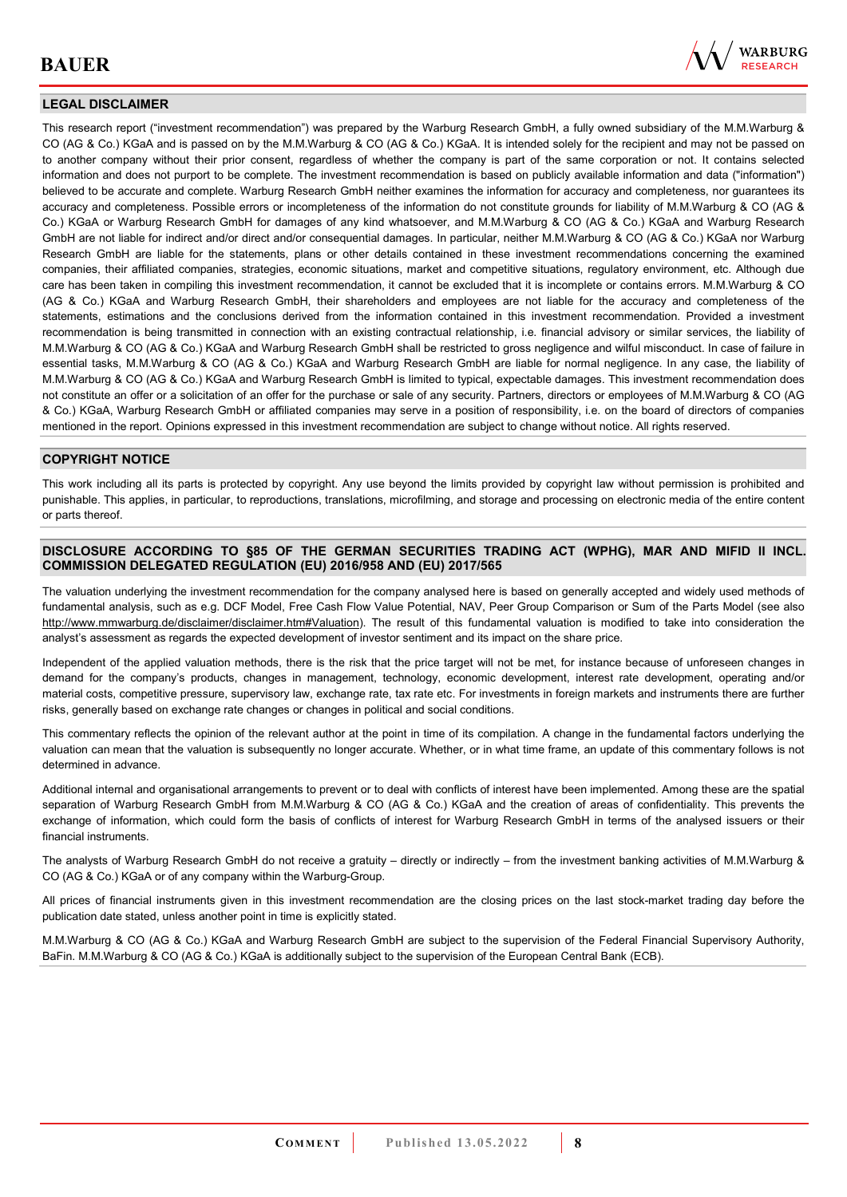## LEGAL DISCLAIMER

This research report ("investment recommendation") was prepared by the Warburg Research GmbH, a fully owned subsidiary of the M.M.Warburg & CO (AG & Co.) KGaA and is passed on by the M.M.Warburg & CO (AG & Co.) KGaA. It is intended solely for the recipient and may not be passed on to another company without their prior consent, regardless of whether the company is part of the same corporation or not. It contains selected information and does not purport to be complete. The investment recommendation is based on publicly available information and data ("information") believed to be accurate and complete. Warburg Research GmbH neither examines the information for accuracy and completeness, nor guarantees its accuracy and completeness. Possible errors or incompleteness of the information do not constitute grounds for liability of M.M.Warburg & CO (AG & Co.) KGaA or Warburg Research GmbH for damages of any kind whatsoever, and M.M.Warburg & CO (AG & Co.) KGaA and Warburg Research GmbH are not liable for indirect and/or direct and/or consequential damages. In particular, neither M.M.Warburg & CO (AG & Co.) KGaA nor Warburg Research GmbH are liable for the statements, plans or other details contained in these investment recommendations concerning the examined companies, their affiliated companies, strategies, economic situations, market and competitive situations, regulatory environment, etc. Although due care has been taken in compiling this investment recommendation, it cannot be excluded that it is incomplete or contains errors. M.M.Warburg & CO (AG & Co.) KGaA and Warburg Research GmbH, their shareholders and employees are not liable for the accuracy and completeness of the statements, estimations and the conclusions derived from the information contained in this investment recommendation. Provided a investment recommendation is being transmitted in connection with an existing contractual relationship, i.e. financial advisory or similar services, the liability of M.M.Warburg & CO (AG & Co.) KGaA and Warburg Research GmbH shall be restricted to gross negligence and wilful misconduct. In case of failure in essential tasks, M.M.Warburg & CO (AG & Co.) KGaA and Warburg Research GmbH are liable for normal negligence. In any case, the liability of M.M.Warburg & CO (AG & Co.) KGaA and Warburg Research GmbH is limited to typical, expectable damages. This investment recommendation does not constitute an offer or a solicitation of an offer for the purchase or sale of any security. Partners, directors or employees of M.M.Warburg & CO (AG & Co.) KGaA, Warburg Research GmbH or affiliated companies may serve in a position of responsibility, i.e. on the board of directors of companies mentioned in the report. Opinions expressed in this investment recommendation are subject to change without notice. All rights reserved.

## COPYRIGHT NOTICE

This work including all its parts is protected by copyright. Any use beyond the limits provided by copyright law without permission is prohibited and punishable. This applies, in particular, to reproductions, translations, microfilming, and storage and processing on electronic media of the entire content or parts thereof.

## DISCLOSURE ACCORDING TO §85 OF THE GERMAN SECURITIES TRADING ACT (WPHG), MAR AND MIFID II INCL. COMMISSION DELEGATED REGULATION (EU) 2016/958 AND (EU) 2017/565

The valuation underlying the investment recommendation for the company analysed here is based on generally accepted and widely used methods of fundamental analysis, such as e.g. DCF Model, Free Cash Flow Value Potential, NAV, Peer Group Comparison or Sum of the Parts Model (see also http://www.mmwarburg.de/disclaimer/disclaimer.htm#Valuation). The result of this fundamental valuation is modified to take into consideration the analyst's assessment as regards the expected development of investor sentiment and its impact on the share price.

Independent of the applied valuation methods, there is the risk that the price target will not be met, for instance because of unforeseen changes in demand for the company's products, changes in management, technology, economic development, interest rate development, operating and/or material costs, competitive pressure, supervisory law, exchange rate, tax rate etc. For investments in foreign markets and instruments there are further risks, generally based on exchange rate changes or changes in political and social conditions.

This commentary reflects the opinion of the relevant author at the point in time of its compilation. A change in the fundamental factors underlying the valuation can mean that the valuation is subsequently no longer accurate. Whether, or in what time frame, an update of this commentary follows is not determined in advance.

Additional internal and organisational arrangements to prevent or to deal with conflicts of interest have been implemented. Among these are the spatial separation of Warburg Research GmbH from M.M.Warburg & CO (AG & Co.) KGaA and the creation of areas of confidentiality. This prevents the exchange of information, which could form the basis of conflicts of interest for Warburg Research GmbH in terms of the analysed issuers or their financial instruments.

The analysts of Warburg Research GmbH do not receive a gratuity – directly or indirectly – from the investment banking activities of M.M.Warburg & CO (AG & Co.) KGaA or of any company within the Warburg-Group.

All prices of financial instruments given in this investment recommendation are the closing prices on the last stock-market trading day before the publication date stated, unless another point in time is explicitly stated.

M.M.Warburg & CO (AG & Co.) KGaA and Warburg Research GmbH are subject to the supervision of the Federal Financial Supervisory Authority, BaFin. M.M.Warburg & CO (AG & Co.) KGaA is additionally subject to the supervision of the European Central Bank (ECB).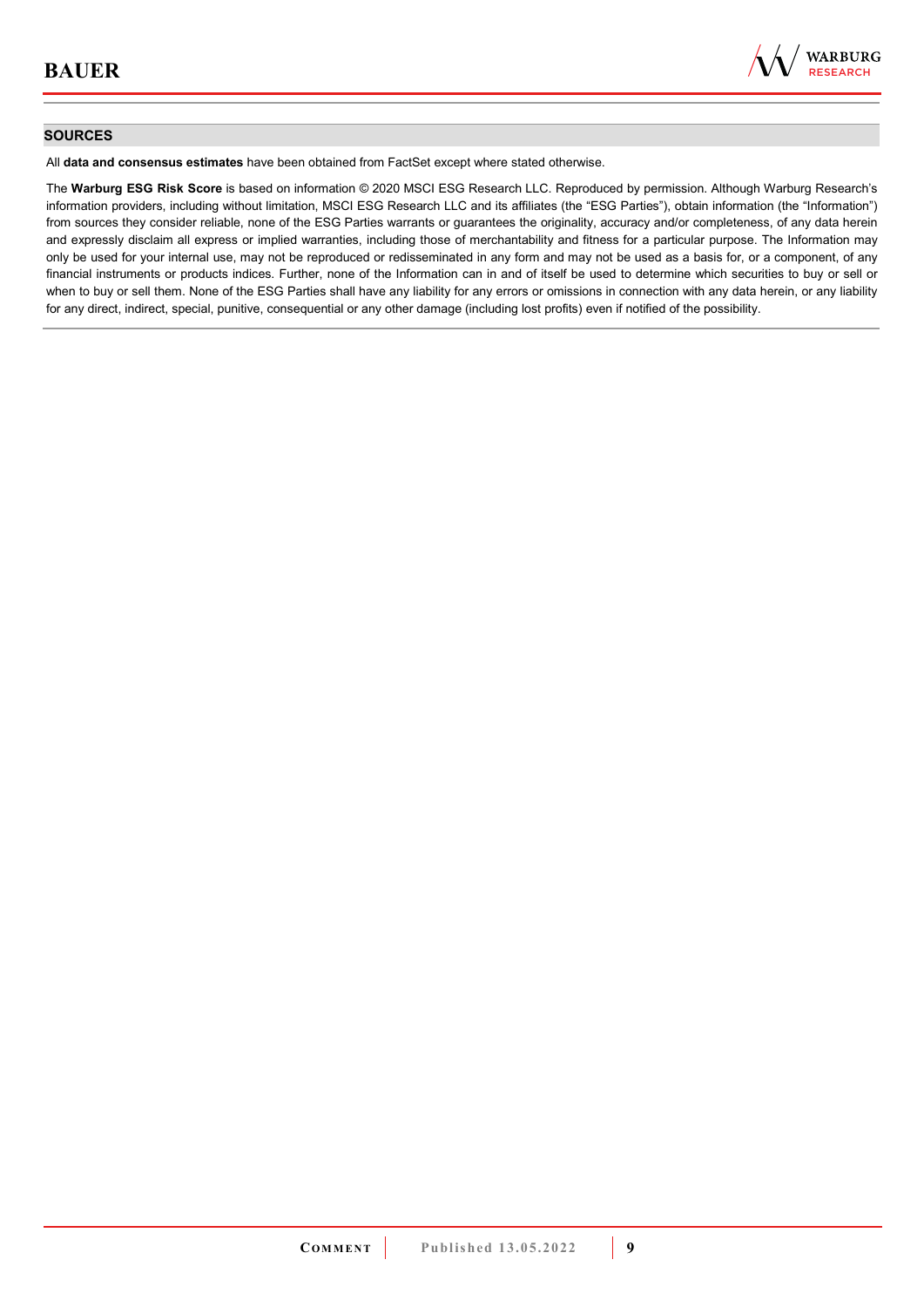## SOURCES

All **data and consensus estimates** have been obtained from FactSet except where stated otherwise.

The **Warburg ESG Risk Score** is based on information © 2020 MSCI ESG Research LLC. Reproduced by permission. Although Warburg Research's information providers, including without limitation, MSCI ESG Research LLC and its affiliates (the "ESG Parties"), obtain information (the "Information") from sources they consider reliable, none of the ESG Parties warrants or guarantees the originality, accuracy and/or completeness, of any data herein and expressly disclaim all express or implied warranties, including those of merchantability and fitness for a particular purpose. The Information may only be used for your internal use, may not be reproduced or redisseminated in any form and may not be used as a basis for, or a component, of any financial instruments or products indices. Further, none of the Information can in and of itself be used to determine which securities to buy or sell or when to buy or sell them. None of the ESG Parties shall have any liability for any errors or omissions in connection with any data herein, or any liability for any direct, indirect, special, punitive, consequential or any other damage (including lost profits) even if notified of the possibility.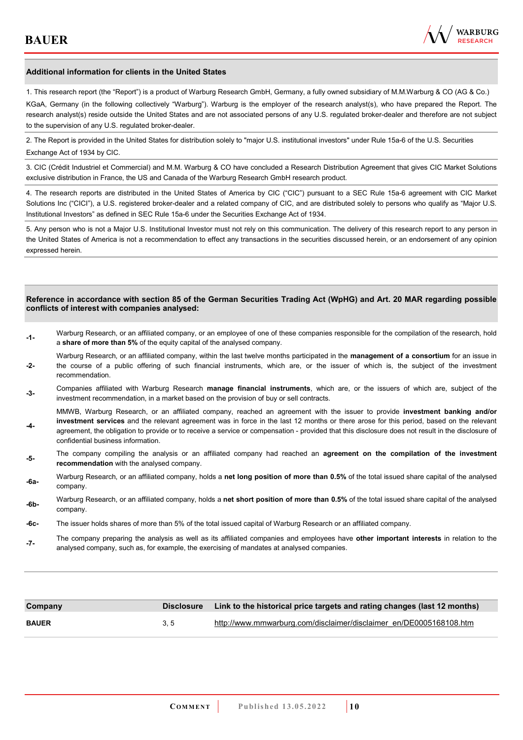## Additional information for clients in the United States

1. This research report (the "Report") is a product of Warburg Research GmbH, Germany, a fully owned subsidiary of M.M.Warburg & CO (AG & Co.) KGaA, Germany (in the following collectively "Warburg"). Warburg is the employer of the research analyst(s), who have prepared the Report. The research analyst(s) reside outside the United States and are not associated persons of any U.S. regulated broker-dealer and therefore are not subject to the supervision of any U.S. regulated broker-dealer.

2. The Report is provided in the United States for distribution solely to "major U.S. institutional investors" under Rule 15a-6 of the U.S. Securities Exchange Act of 1934 by CIC.

3. CIC (Crédit Industriel et Commercial) and M.M. Warburg & CO have concluded a Research Distribution Agreement that gives CIC Market Solutions exclusive distribution in France, the US and Canada of the Warburg Research GmbH research product.

4. The research reports are distributed in the United States of America by CIC ("CIC") pursuant to a SEC Rule 15a-6 agreement with CIC Market Solutions Inc ("CICI"), a U.S. registered broker-dealer and a related company of CIC, and are distributed solely to persons who qualify as "Major U.S. Institutional Investors" as defined in SEC Rule 15a-6 under the Securities Exchange Act of 1934.

5. Any person who is not a Major U.S. Institutional Investor must not rely on this communication. The delivery of this research report to any person in the United States of America is not a recommendation to effect any transactions in the securities discussed herein, or an endorsement of any opinion expressed herein.

## Reference in accordance with section 85 of the German Securities Trading Act (WpHG) and Art. 20 MAR regarding possible conflicts of interest with companies analysed:

**-1-** Warburg Research, or an affiliated company, or an employee of one of these companies responsible for the compilation of the research, hold a **share of more than 5%** of the equity capital of the analysed company.

**-2-** Warburg Research, or an affiliated company, within the last twelve months participated in the **management of a consortium** for an issue in the course of a public offering of such financial instruments, which are, or the issuer of which is, the subject of the investment recommendation.

**-3-** Companies affiliated with Warburg Research **manage financial instruments**, which are, or the issuers of which are, subject of the investment recommendation, in a market based on the provision of buy or sell contracts.

**-4-** MMWB, Warburg Research, or an affiliated company, reached an agreement with the issuer to provide **investment banking and/or investment services** and the relevant agreement was in force in the last 12 months or there arose for this period, based on the relevant agreement, the obligation to provide or to receive a service or compensation - provided that this disclosure does not result in the disclosure of confidential business information.

**-5-** The company compiling the analysis or an affiliated company had reached an **agreement on the compilation of the investment recommendation** with the analysed company.

**-6a-** Warburg Research, or an affiliated company, holds a **net long position of more than 0.5%** of the total issued share capital of the analysed company.

**-6b-** Warburg Research, or an affiliated company, holds a **net short position of more than 0.5%** of the total issued share capital of the analysed company.

**-6c-** The issuer holds shares of more than 5% of the total issued capital of Warburg Research or an affiliated company.

**-7-** The company preparing the analysis as well as its affiliated companies and employees have **other important interests** in relation to the analysed company, such as, for example, the exercising of mandates at analysed companies.

| Company | Disclosure | Link to the historical price targets and rating changes (last 12 months) |
|---|---|---|
| **BAUER** | 3, 5 | http://www.mmwarburg.com/disclaimer/disclaimer_en/DE0005168108.htm |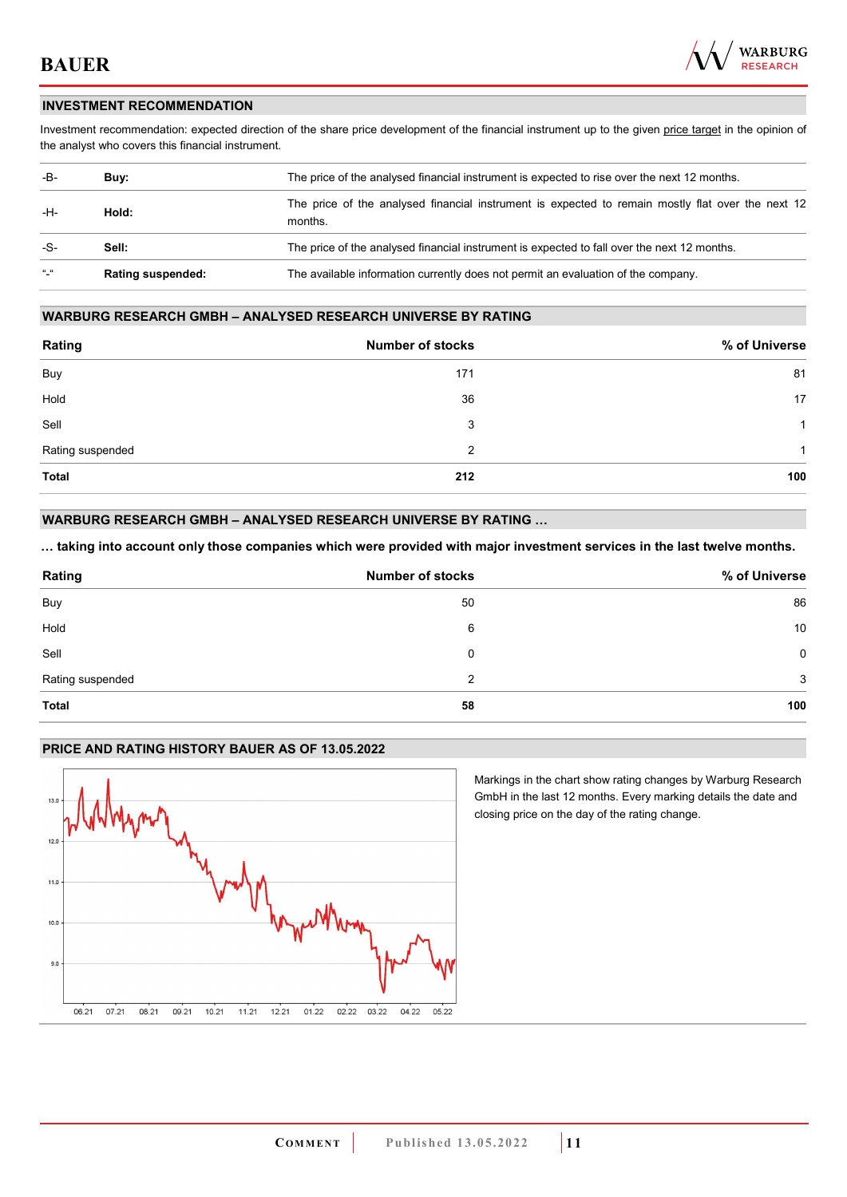## INVESTMENT RECOMMENDATION

Investment recommendation: expected direction of the share price development of the financial instrument up to the given price target in the opinion of the analyst who covers this financial instrument.

| | | |
|---|---|---|
| -B- | **Buy:** | The price of the analysed financial instrument is expected to rise over the next 12 months. |
| -H- | **Hold:** | The price of the analysed financial instrument is expected to remain mostly flat over the next 12 months. |
| -S- | **Sell:** | The price of the analysed financial instrument is expected to fall over the next 12 months. |
| "-" | **Rating suspended:** | The available information currently does not permit an evaluation of the company. |

## WARBURG RESEARCH GMBH – ANALYSED RESEARCH UNIVERSE BY RATING

| Rating | Number of stocks | % of Universe |
|---|---|---|
| Buy | 171 | 81 |
| Hold | 36 | 17 |
| Sell | 3 | 1 |
| Rating suspended | 2 | 1 |
| **Total** | **212** | **100** |

## WARBURG RESEARCH GMBH – ANALYSED RESEARCH UNIVERSE BY RATING …

**… taking into account only those companies which were provided with major investment services in the last twelve months.**

| Rating | Number of stocks | % of Universe |
|---|---|---|
| Buy | 50 | 86 |
| Hold | 6 | 10 |
| Sell | 0 | 0 |
| Rating suspended | 2 | 3 |
| **Total** | **58** | **100** |

## PRICE AND RATING HISTORY BAUER AS OF 13.05.2022

Markings in the chart show rating changes by Warburg Research GmbH in the last 12 months. Every marking details the date and closing price on the day of the rating change.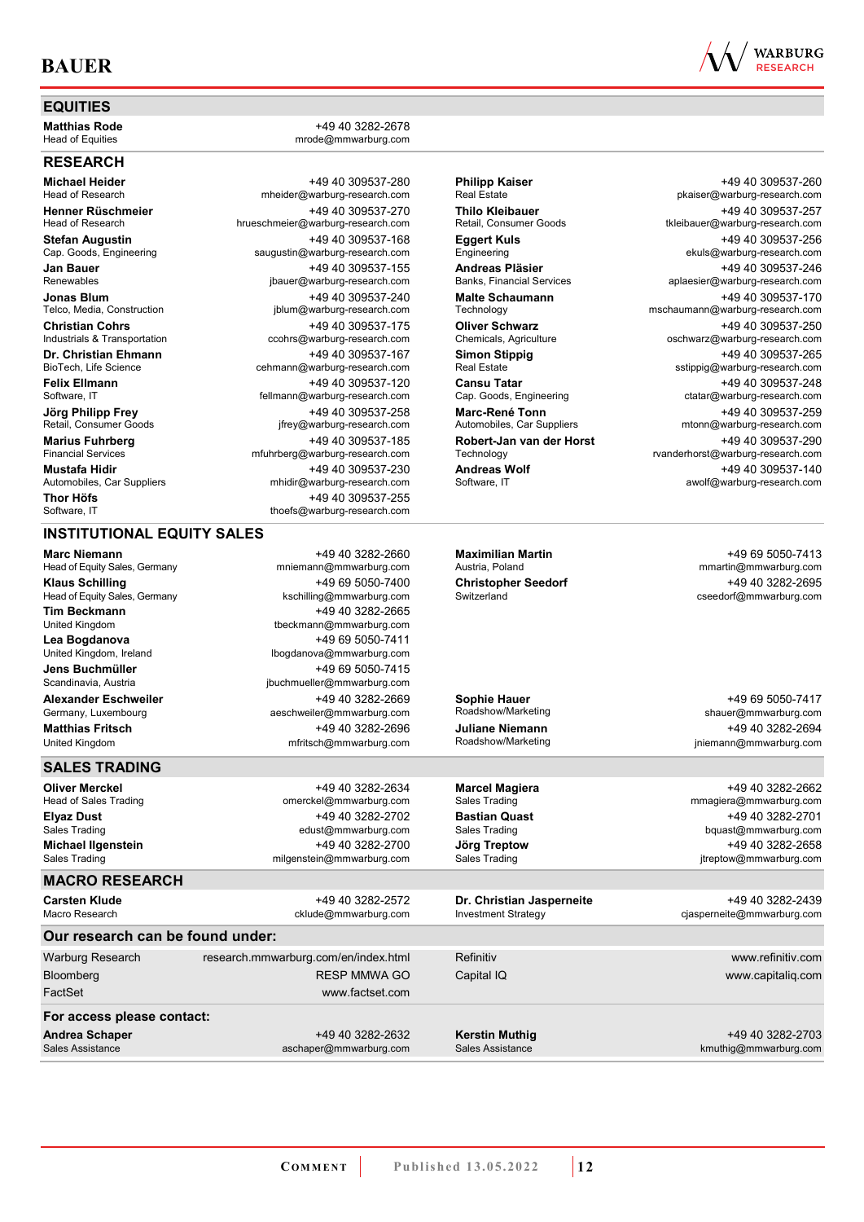## EQUITIES

**Matthias Rode** +49 40 3282-2678
Head of Equities mrode@mmwarburg.com

## RESEARCH

**Michael Heider** +49 40 309537-280
Head of Research mheider@warburg-research.com

**Henner Rüschmeier** +49 40 309537-270
Head of Research hrueschmeier@warburg-research.com

**Stefan Augustin** +49 40 309537-168
Cap. Goods, Engineering saugustin@warburg-research.com

**Jan Bauer** +49 40 309537-155
Renewables jbauer@warburg-research.com

**Jonas Blum** +49 40 309537-240
Telco, Media, Construction jblum@warburg-research.com

**Christian Cohrs** +49 40 309537-175
Industrials & Transportation ccohrs@warburg-research.com

**Dr. Christian Ehmann** +49 40 309537-167
BioTech, Life Science cehmann@warburg-research.com

**Felix Ellmann** +49 40 309537-120
Software, IT fellmann@warburg-research.com

**Jörg Philipp Frey** +49 40 309537-258
Retail, Consumer Goods jfrey@warburg-research.com

**Marius Fuhrberg** +49 40 309537-185
Financial Services mfuhrberg@warburg-research.com

**Mustafa Hidir** +49 40 309537-230
Automobiles, Car Suppliers mhidir@warburg-research.com

**Thor Höfs** +49 40 309537-255
Software, IT thoefs@warburg-research.com

**Philipp Kaiser** +49 40 309537-260
Real Estate pkaiser@warburg-research.com

**Thilo Kleibauer** +49 40 309537-257
Retail, Consumer Goods tkleibauer@warburg-research.com

**Eggert Kuls** +49 40 309537-256
Engineering ekuls@warburg-research.com

**Andreas Pläsier** +49 40 309537-246
Banks, Financial Services aplaesier@warburg-research.com

**Malte Schaumann** +49 40 309537-170
Technology mschaumann@warburg-research.com

**Oliver Schwarz** +49 40 309537-250
Chemicals, Agriculture oschwarz@warburg-research.com

**Simon Stippig** +49 40 309537-265
Real Estate sstippig@warburg-research.com

**Cansu Tatar** +49 40 309537-248
Cap. Goods, Engineering ctatar@warburg-research.com

**Marc-René Tonn** +49 40 309537-259
Automobiles, Car Suppliers mtonn@warburg-research.com

**Robert-Jan van der Horst** +49 40 309537-290
Technology rvanderhorst@warburg-research.com

**Andreas Wolf** +49 40 309537-140
Software, IT awolf@warburg-research.com

## INSTITUTIONAL EQUITY SALES

**Marc Niemann** +49 40 3282-2660
Head of Equity Sales, Germany mniemann@mmwarburg.com

**Klaus Schilling** +49 69 5050-7400
Head of Equity Sales, Germany kschilling@mmwarburg.com

**Tim Beckmann** +49 40 3282-2665
United Kingdom tbeckmann@mmwarburg.com

**Lea Bogdanova** +49 69 5050-7411
United Kingdom, Ireland lbogdanova@mmwarburg.com

**Jens Buchmüller** +49 69 5050-7415
Scandinavia, Austria jbuchmueller@mmwarburg.com

**Alexander Eschweiler** +49 40 3282-2669
Germany, Luxembourg aeschweiler@mmwarburg.com

**Matthias Fritsch** +49 40 3282-2696
United Kingdom mfritsch@mmwarburg.com

**Maximilian Martin** +49 69 5050-7413
Austria, Poland mmartin@mmwarburg.com

**Christopher Seedorf** +49 40 3282-2695
Switzerland cseedorf@mmwarburg.com

**Sophie Hauer** +49 69 5050-7417
Roadshow/Marketing shauer@mmwarburg.com

**Juliane Niemann** +49 40 3282-2694
Roadshow/Marketing jniemann@mmwarburg.com

## SALES TRADING

**Oliver Merckel** +49 40 3282-2634
Head of Sales Trading omerckel@mmwarburg.com

**Elyaz Dust** +49 40 3282-2702
Sales Trading edust@mmwarburg.com

**Michael Ilgenstein** +49 40 3282-2700
Sales Trading milgenstein@mmwarburg.com

**Marcel Magiera** +49 40 3282-2662
Sales Trading mmagiera@mmwarburg.com

**Bastian Quast** +49 40 3282-2701
Sales Trading bquast@mmwarburg.com

**Jörg Treptow** +49 40 3282-2658
Sales Trading jtreptow@mmwarburg.com

## MACRO RESEARCH

**Carsten Klude** +49 40 3282-2572
Macro Research cklude@mmwarburg.com

**Dr. Christian Jasperneite** +49 40 3282-2439
Investment Strategy cjasperneite@mmwarburg.com

## Our research can be found under:

| | | | |
|---|---|---|---|
| Warburg Research | research.mmwarburg.com/en/index.html | Refinitiv | www.refinitiv.com |
| Bloomberg | RESP MMWA GO | Capital IQ | www.capitaliq.com |
| FactSet | www.factset.com | | |

**For access please contact:**

**Andrea Schaper** +49 40 3282-2632
Sales Assistance aschaper@mmwarburg.com

**Kerstin Muthig** +49 40 3282-2703
Sales Assistance kmuthig@mmwarburg.com